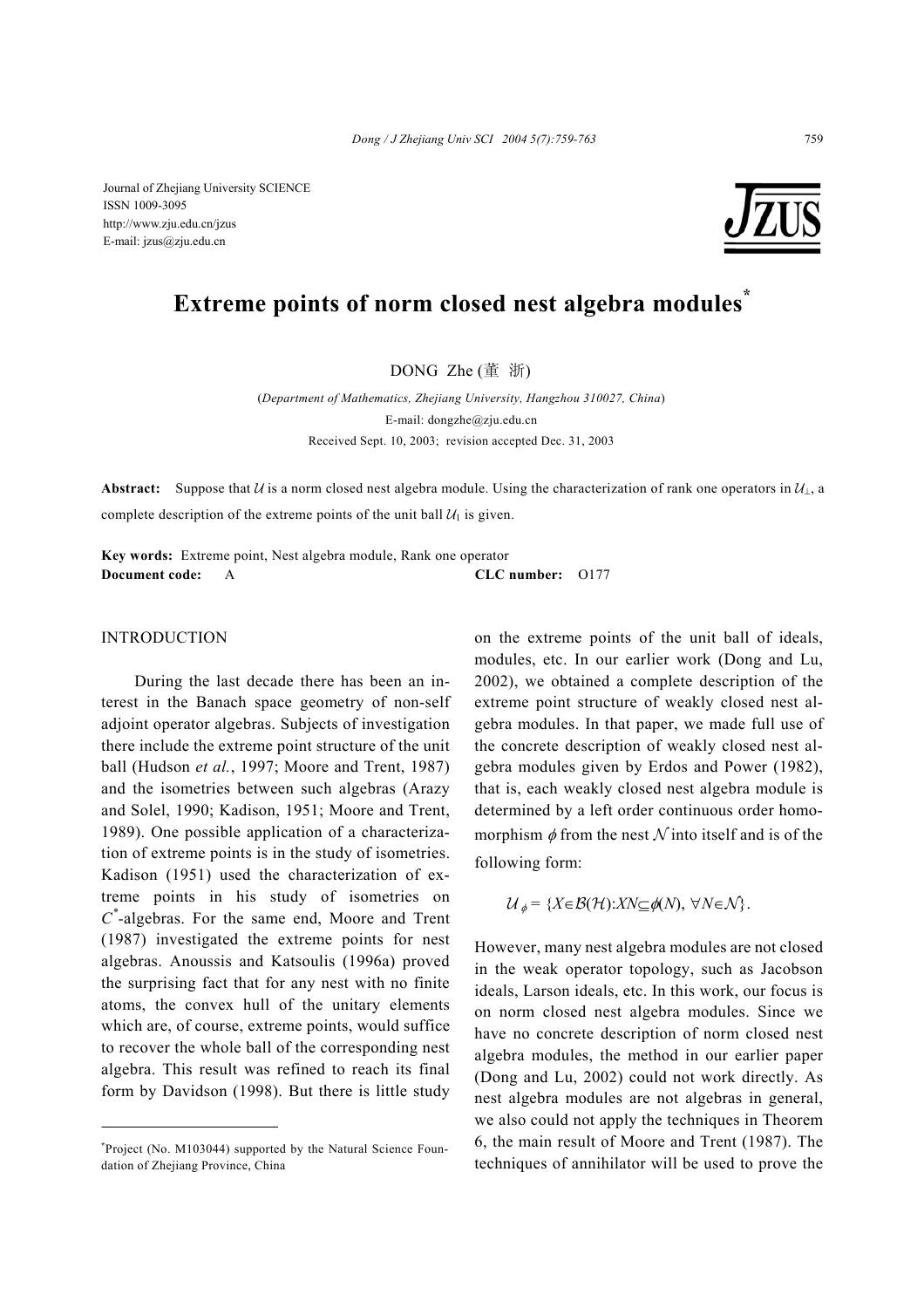Journal of Zhejiang University SCIENCE
ISSN 1009-3095
http://www.zju.edu.cn/jzus
E-mail: jzus@zju.edu.cn

# Extreme points of norm closed nest algebra modules*

DONG Zhe (董 浙)

(*Department of Mathematics, Zhejiang University, Hangzhou 310027, China*)

E-mail: dongzhe@zju.edu.cn

Received Sept. 10, 2003; revision accepted Dec. 31, 2003

**Abstract:** Suppose that $\mathcal{U}$ is a norm closed nest algebra module. Using the characterization of rank one operators in $\mathcal{U}_{\perp}$, a complete description of the extreme points of the unit ball $\mathcal{U}_1$ is given.

**Key words:** Extreme point, Nest algebra module, Rank one operator

**Document code:** A **CLC number:** O177

## INTRODUCTION

During the last decade there has been an interest in the Banach space geometry of non-self adjoint operator algebras. Subjects of investigation there include the extreme point structure of the unit ball (Hudson *et al.*, 1997; Moore and Trent, 1987) and the isometries between such algebras (Arazy and Solel, 1990; Kadison, 1951; Moore and Trent, 1989). One possible application of a characterization of extreme points is in the study of isometries. Kadison (1951) used the characterization of extreme points in his study of isometries on $C^*$-algebras. For the same end, Moore and Trent (1987) investigated the extreme points for nest algebras. Anoussis and Katsoulis (1996a) proved the surprising fact that for any nest with no finite atoms, the convex hull of the unitary elements which are, of course, extreme points, would suffice to recover the whole ball of the corresponding nest algebra. This result was refined to reach its final form by Davidson (1998). But there is little study on the extreme points of the unit ball of ideals, modules, etc. In our earlier work (Dong and Lu, 2002), we obtained a complete description of the extreme point structure of weakly closed nest algebra modules. In that paper, we made full use of the concrete description of weakly closed nest algebra modules given by Erdos and Power (1982), that is, each weakly closed nest algebra module is determined by a left order continuous order homomorphism $\phi$ from the nest $\mathcal{N}$ into itself and is of the following form:

$$\mathcal{U}_{\phi} = \{X \in \mathcal{B}(\mathcal{H}) : XN \subseteq \phi(N), \ \forall N \in \mathcal{N}\}.$$

However, many nest algebra modules are not closed in the weak operator topology, such as Jacobson ideals, Larson ideals, etc. In this work, our focus is on norm closed nest algebra modules. Since we have no concrete description of norm closed nest algebra modules, the method in our earlier paper (Dong and Lu, 2002) could not work directly. As nest algebra modules are not algebras in general, we also could not apply the techniques in Theorem 6, the main result of Moore and Trent (1987). The techniques of annihilator will be used to prove the

---

*Project (No. M103044) supported by the Natural Science Foundation of Zhejiang Province, China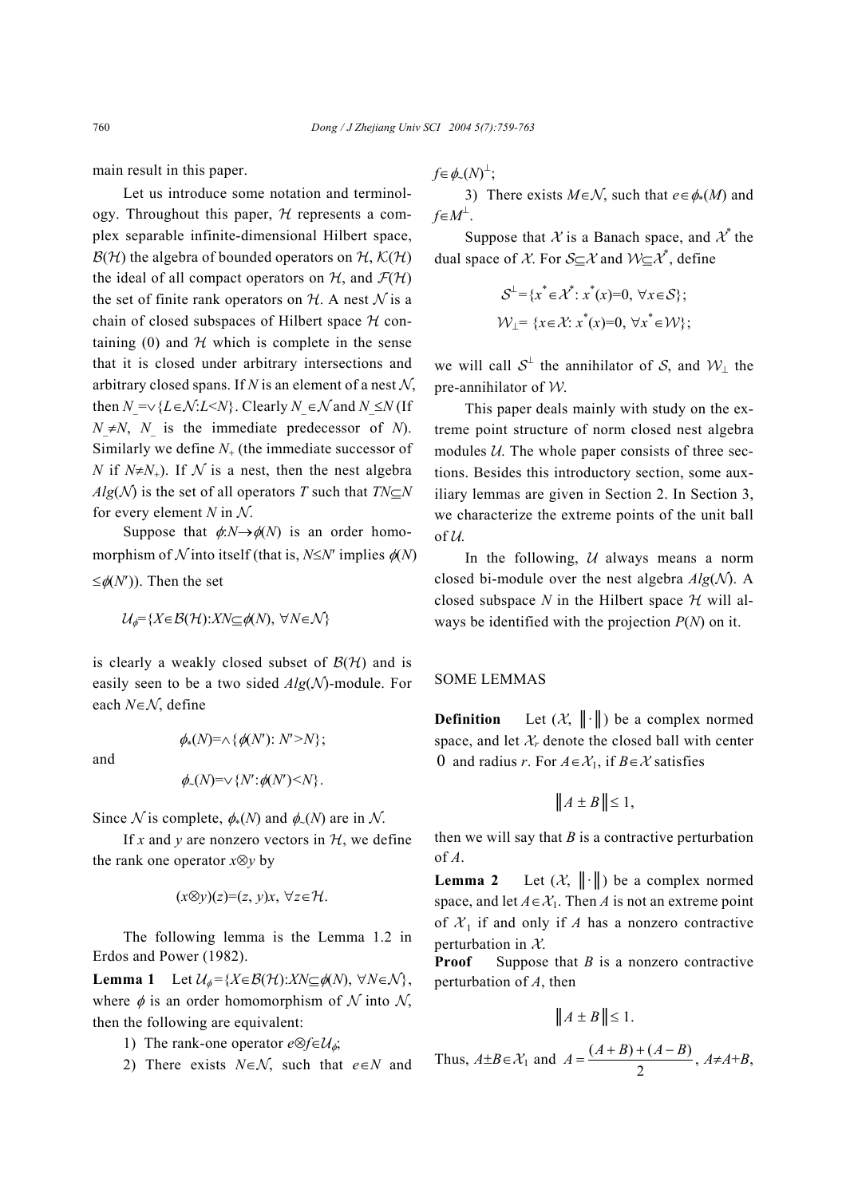main result in this paper.

Let us introduce some notation and terminology. Throughout this paper, $\mathcal{H}$ represents a complex separable infinite-dimensional Hilbert space, $\mathcal{B}(\mathcal{H})$ the algebra of bounded operators on $\mathcal{H}$, $\mathcal{K}(\mathcal{H})$ the ideal of all compact operators on $\mathcal{H}$, and $\mathcal{F}(\mathcal{H})$ the set of finite rank operators on $\mathcal{H}$. A nest $\mathcal{N}$ is a chain of closed subspaces of Hilbert space $\mathcal{H}$ containing (0) and $\mathcal{H}$ which is complete in the sense that it is closed under arbitrary intersections and arbitrary closed spans. If $N$ is an element of a nest $\mathcal{N}$, then $N_-=\vee\{L\in\mathcal{N}: L<N\}$. Clearly $N_-\in\mathcal{N}$ and $N_-\leq N$ (If $N_-\neq N$, $N_-$ is the immediate predecessor of $N$). Similarly we define $N_+$ (the immediate successor of $N$ if $N\neq N_+$). If $\mathcal{N}$ is a nest, then the nest algebra $Alg(\mathcal{N})$ is the set of all operators $T$ such that $TN\subseteq N$ for every element $N$ in $\mathcal{N}$.

Suppose that $\phi: N\to\phi(N)$ is an order homomorphism of $\mathcal{N}$ into itself (that is, $N\leq N'$ implies $\phi(N)\leq\phi(N')$). Then the set

$$\mathcal{U}_\phi=\{X\in\mathcal{B}(\mathcal{H}): XN\subseteq\phi(N),\ \forall N\in\mathcal{N}\}$$

is clearly a weakly closed subset of $\mathcal{B}(\mathcal{H})$ and is easily seen to be a two sided $Alg(\mathcal{N})$-module. For each $N\in\mathcal{N}$, define

$$\phi_*(N)=\wedge\{\phi(N'): N'>N\};$$

and

$$\phi_-(N)=\vee\{N': \phi(N')<N\}.$$

Since $\mathcal{N}$ is complete, $\phi_*(N)$ and $\phi_-(N)$ are in $\mathcal{N}$.

If $x$ and $y$ are nonzero vectors in $\mathcal{H}$, we define the rank one operator $x\otimes y$ by

$$(x\otimes y)(z)=(z, y)x,\ \forall z\in\mathcal{H}.$$

The following lemma is the Lemma 1.2 in Erdos and Power (1982).

**Lemma 1** Let $\mathcal{U}_\phi=\{X\in\mathcal{B}(\mathcal{H}): XN\subseteq\phi(N),\ \forall N\in\mathcal{N}\}$, where $\phi$ is an order homomorphism of $\mathcal{N}$ into $\mathcal{N}$, then the following are equivalent:

1) The rank-one operator $e\otimes f\in\mathcal{U}_\phi$;

2) There exists $N\in\mathcal{N}$, such that $e\in N$ and $f\in\phi_-(N)^\perp$;

3) There exists $M\in\mathcal{N}$, such that $e\in\phi_*(M)$ and $f\in M^\perp$.

Suppose that $\mathcal{X}$ is a Banach space, and $\mathcal{X}^*$ the dual space of $\mathcal{X}$. For $\mathcal{S}\subseteq\mathcal{X}$ and $\mathcal{W}\subseteq\mathcal{X}^*$, define

$$\mathcal{S}^\perp=\{x^*\in\mathcal{X}^*: x^*(x)=0,\ \forall x\in\mathcal{S}\};$$
$$\mathcal{W}_\perp=\{x\in\mathcal{X}: x^*(x)=0,\ \forall x^*\in\mathcal{W}\};$$

we will call $\mathcal{S}^\perp$ the annihilator of $\mathcal{S}$, and $\mathcal{W}_\perp$ the pre-annihilator of $\mathcal{W}$.

This paper deals mainly with study on the extreme point structure of norm closed nest algebra modules $\mathcal{U}$. The whole paper consists of three sections. Besides this introductory section, some auxiliary lemmas are given in Section 2. In Section 3, we characterize the extreme points of the unit ball of $\mathcal{U}$.

In the following, $\mathcal{U}$ always means a norm closed bi-module over the nest algebra $Alg(\mathcal{N})$. A closed subspace $N$ in the Hilbert space $\mathcal{H}$ will always be identified with the projection $P(N)$ on it.

## SOME LEMMAS

**Definition** Let $(\mathcal{X}, \|\cdot\|)$ be a complex normed space, and let $\mathcal{X}_r$ denote the closed ball with center 0 and radius $r$. For $A\in\mathcal{X}_1$, if $B\in\mathcal{X}$ satisfies

$$\|A\pm B\|\leq 1,$$

then we will say that $B$ is a contractive perturbation of $A$.

**Lemma 2** Let $(\mathcal{X}, \|\cdot\|)$ be a complex normed space, and let $A\in\mathcal{X}_1$. Then $A$ is not an extreme point of $\mathcal{X}_1$ if and only if $A$ has a nonzero contractive perturbation in $\mathcal{X}$.

**Proof** Suppose that $B$ is a nonzero contractive perturbation of $A$, then

$$\|A\pm B\|\leq 1.$$

Thus, $A\pm B\in\mathcal{X}_1$ and $A=\dfrac{(A+B)+(A-B)}{2}$, $A\neq A+B$,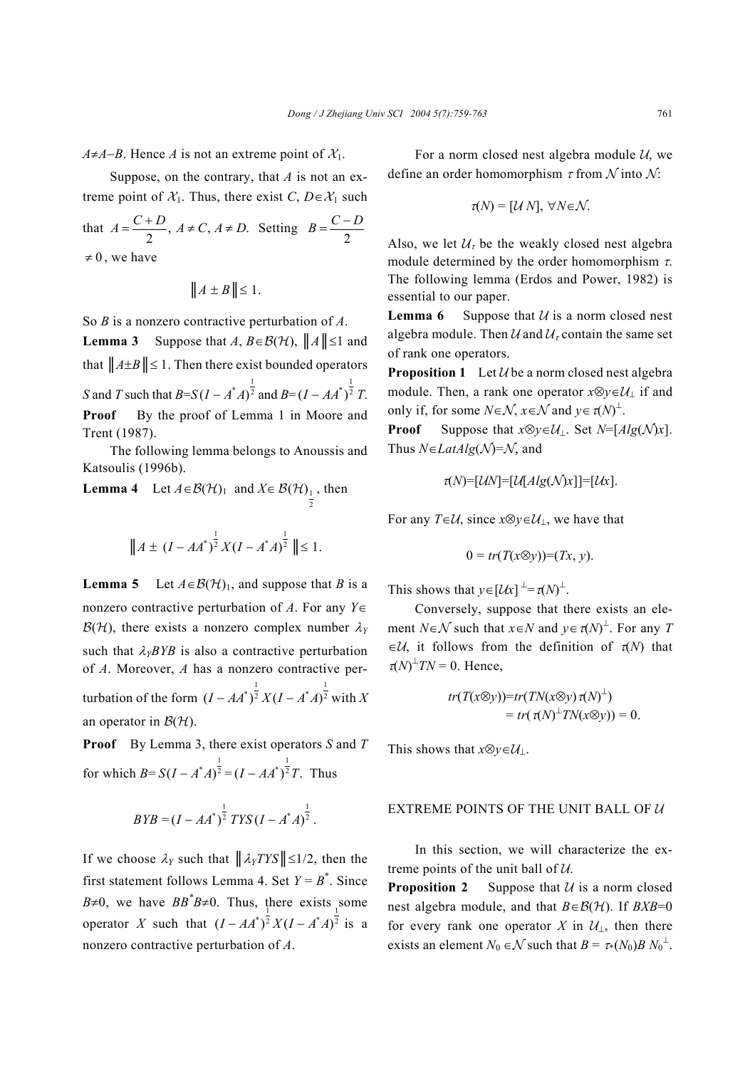$A \neq A-B$. Hence $A$ is not an extreme point of $\mathcal{X}_1$.

Suppose, on the contrary, that $A$ is not an extreme point of $\mathcal{X}_1$. Thus, there exist $C, D \in \mathcal{X}_1$ such that $A = \frac{C+D}{2}$, $A \neq C$, $A \neq D$. Setting $B = \frac{C-D}{2} \neq 0$, we have

$$\|A \pm B\| \leq 1.$$

So $B$ is a nonzero contractive perturbation of $A$.

**Lemma 3** Suppose that $A, B \in \mathcal{B}(\mathcal{H})$, $\|A\| \leq 1$ and that $\|A \pm B\| \leq 1$. Then there exist bounded operators $S$ and $T$ such that $B = S(I - A^*A)^{\frac{1}{2}}$ and $B = (I - AA^*)^{\frac{1}{2}} T$.

**Proof** By the proof of Lemma 1 in Moore and Trent (1987).

The following lemma belongs to Anoussis and Katsoulis (1996b).

**Lemma 4** Let $A \in \mathcal{B}(\mathcal{H})_1$ and $X \in \mathcal{B}(\mathcal{H})_{\frac{1}{2}}$, then

$$\|A \pm (I - AA^*)^{\frac{1}{2}} X (I - A^*A)^{\frac{1}{2}}\| \leq 1.$$

**Lemma 5** Let $A \in \mathcal{B}(\mathcal{H})_1$, and suppose that $B$ is a nonzero contractive perturbation of $A$. For any $Y \in \mathcal{B}(\mathcal{H})$, there exists a nonzero complex number $\lambda_Y$ such that $\lambda_Y BYB$ is also a contractive perturbation of $A$. Moreover, $A$ has a nonzero contractive perturbation of the form $(I - AA^*)^{\frac{1}{2}} X (I - A^*A)^{\frac{1}{2}}$ with $X$ an operator in $\mathcal{B}(\mathcal{H})$.

**Proof** By Lemma 3, there exist operators $S$ and $T$ for which $B = S(I - A^*A)^{\frac{1}{2}} = (I - AA^*)^{\frac{1}{2}} T$. Thus

$$BYB = (I - AA^*)^{\frac{1}{2}} TYS (I - A^*A)^{\frac{1}{2}}.$$

If we choose $\lambda_Y$ such that $\|\lambda_Y TYS\| \leq 1/2$, then the first statement follows Lemma 4. Set $Y = B^*$. Since $B \neq 0$, we have $BB^*B \neq 0$. Thus, there exists some operator $X$ such that $(I - AA^*)^{\frac{1}{2}} X (I - A^*A)^{\frac{1}{2}}$ is a nonzero contractive perturbation of $A$.

For a norm closed nest algebra module $\mathcal{U}$, we define an order homomorphism $\tau$ from $\mathcal{N}$ into $\mathcal{N}$:

$$\tau(N) = [\mathcal{U} N], \ \forall N \in \mathcal{N}.$$

Also, we let $\mathcal{U}_\tau$ be the weakly closed nest algebra module determined by the order homomorphism $\tau$. The following lemma (Erdos and Power, 1982) is essential to our paper.

**Lemma 6** Suppose that $\mathcal{U}$ is a norm closed nest algebra module. Then $\mathcal{U}$ and $\mathcal{U}_\tau$ contain the same set of rank one operators.

**Proposition 1** Let $\mathcal{U}$ be a norm closed nest algebra module. Then, a rank one operator $x \otimes y \in \mathcal{U}_\perp$ if and only if, for some $N \in \mathcal{N}$, $x \in \mathcal{N}$ and $y \in \tau(N)^\perp$.

**Proof** Suppose that $x \otimes y \in \mathcal{U}_\perp$. Set $N = [Alg(\mathcal{N})x]$. Thus $N \in LatAlg(\mathcal{N}) = \mathcal{N}$, and

$$\tau(N) = [\mathcal{U}N] = [\mathcal{U}[Alg(\mathcal{N})x]] = [\mathcal{U}x].$$

For any $T \in \mathcal{U}$, since $x \otimes y \in \mathcal{U}_\perp$, we have that

$$0 = tr(T(x \otimes y)) = (Tx, y).$$

This shows that $y \in [\mathcal{U}x]^\perp = \tau(N)^\perp$.

Conversely, suppose that there exists an element $N \in \mathcal{N}$ such that $x \in N$ and $y \in \tau(N)^\perp$. For any $T \in \mathcal{U}$, it follows from the definition of $\tau(N)$ that $\tau(N)^\perp TN = 0$. Hence,

$$\begin{aligned} tr(T(x \otimes y)) &= tr(TN(x \otimes y)\tau(N)^\perp) \\ &= tr(\tau(N)^\perp TN(x \otimes y)) = 0. \end{aligned}$$

This shows that $x \otimes y \in \mathcal{U}_\perp$.

## EXTREME POINTS OF THE UNIT BALL OF $\mathcal{U}$

In this section, we will characterize the extreme points of the unit ball of $\mathcal{U}$.

**Proposition 2** Suppose that $\mathcal{U}$ is a norm closed nest algebra module, and that $B \in \mathcal{B}(\mathcal{H})$. If $BXB = 0$ for every rank one operator $X$ in $\mathcal{U}_\perp$, then there exists an element $N_0 \in \mathcal{N}$ such that $B = \tau_*(N_0) B N_0^\perp$.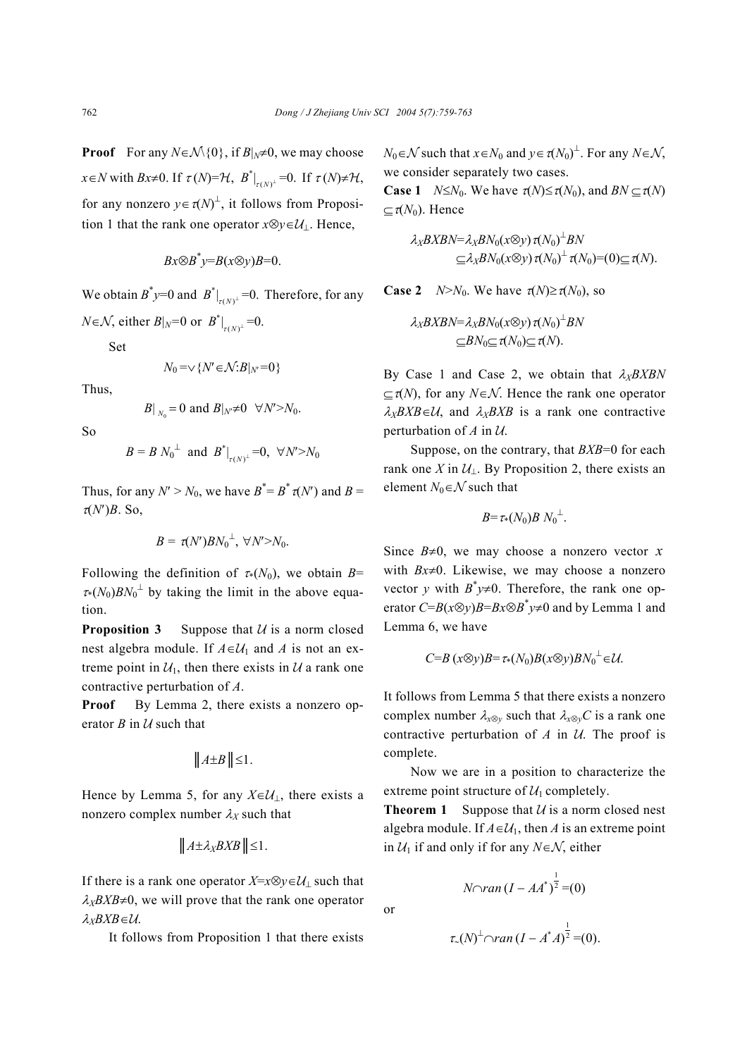**Proof** For any $N\in\mathcal{N}\setminus\{0\}$, if $B|_N\neq 0$, we may choose $x\in N$ with $Bx\neq 0$. If $\tau(N)=\mathcal{H}$, $B^*|_{\tau(N)^\perp}=0$. If $\tau(N)\neq\mathcal{H}$, for any nonzero $y\in\tau(N)^\perp$, it follows from Proposition 1 that the rank one operator $x\otimes y\in\mathcal{U}_\perp$. Hence,

$$Bx\otimes B^*y=B(x\otimes y)B=0.$$

We obtain $B^*y=0$ and $B^*|_{\tau(N)^\perp}=0$. Therefore, for any $N\in\mathcal{N}$, either $B|_N=0$ or $B^*|_{\tau(N)^\perp}=0$.

Set

$$N_0=\vee\{N'\in\mathcal{N}: B|_{N'}=0\}$$

Thus,

$$B|_{N_0}=0 \text{ and } B|_{N'}\neq 0 \quad \forall N'>N_0.$$

So

$$B=B\,N_0^{\perp} \text{ and } B^*|_{\tau(N')^\perp}=0,\ \forall N'>N_0$$

Thus, for any $N'>N_0$, we have $B^*=B^*\tau(N')$ and $B=\tau(N')B$. So,

$$B=\tau(N')BN_0^{\perp},\ \forall N'>N_0.$$

Following the definition of $\tau_*(N_0)$, we obtain $B=\tau_*(N_0)BN_0^{\perp}$ by taking the limit in the above equation.

**Proposition 3** Suppose that $\mathcal{U}$ is a norm closed nest algebra module. If $A\in\mathcal{U}_1$ and $A$ is not an extreme point in $\mathcal{U}_1$, then there exists in $\mathcal{U}$ a rank one contractive perturbation of $A$.

**Proof** By Lemma 2, there exists a nonzero operator $B$ in $\mathcal{U}$ such that

$$\|A\pm B\|\leq 1.$$

Hence by Lemma 5, for any $X\in\mathcal{U}_\perp$, there exists a nonzero complex number $\lambda_X$ such that

$$\|A\pm\lambda_X BXB\|\leq 1.$$

If there is a rank one operator $X=x\otimes y\in\mathcal{U}_\perp$ such that $\lambda_X BXB\neq 0$, we will prove that the rank one operator $\lambda_X BXB\in\mathcal{U}$.

It follows from Proposition 1 that there exists $N_0\in\mathcal{N}$ such that $x\in N_0$ and $y\in\tau(N_0)^\perp$. For any $N\in\mathcal{N}$, we consider separately two cases.

**Case 1** $N\leq N_0$. We have $\tau(N)\leq\tau(N_0)$, and $BN\subseteq\tau(N)\subseteq\tau(N_0)$. Hence

$$\begin{aligned}\lambda_X BXBN&=\lambda_X BN_0(x\otimes y)\,\tau(N_0)^{\perp}BN\\&\subseteq\lambda_X BN_0(x\otimes y)\,\tau(N_0)^{\perp}\tau(N_0)=(0)\subseteq\tau(N).\end{aligned}$$

**Case 2** $N>N_0$. We have $\tau(N)\geq\tau(N_0)$, so

$$\begin{aligned}\lambda_X BXBN&=\lambda_X BN_0(x\otimes y)\,\tau(N_0)^{\perp}BN\\&\subseteq BN_0\subseteq\tau(N_0)\subseteq\tau(N).\end{aligned}$$

By Case 1 and Case 2, we obtain that $\lambda_X BXBN\subseteq\tau(N)$, for any $N\in\mathcal{N}$. Hence the rank one operator $\lambda_X BXB\in\mathcal{U}$, and $\lambda_X BXB$ is a rank one contractive perturbation of $A$ in $\mathcal{U}$.

Suppose, on the contrary, that $BXB=0$ for each rank one $X$ in $\mathcal{U}_\perp$. By Proposition 2, there exists an element $N_0\in\mathcal{N}$ such that

$$B=\tau_*(N_0)B\,N_0^{\perp}.$$

Since $B\neq 0$, we may choose a nonzero vector $x$ with $Bx\neq 0$. Likewise, we may choose a nonzero vector $y$ with $B^*y\neq 0$. Therefore, the rank one operator $C=B(x\otimes y)B=Bx\otimes B^*y\neq 0$ and by Lemma 1 and Lemma 6, we have

$$C=B\,(x\otimes y)B=\tau_*(N_0)B(x\otimes y)BN_0^{\perp}\in\mathcal{U}.$$

It follows from Lemma 5 that there exists a nonzero complex number $\lambda_{x\otimes y}$ such that $\lambda_{x\otimes y}C$ is a rank one contractive perturbation of $A$ in $\mathcal{U}$. The proof is complete.

Now we are in a position to characterize the extreme point structure of $\mathcal{U}_1$ completely.

**Theorem 1** Suppose that $\mathcal{U}$ is a norm closed nest algebra module. If $A\in\mathcal{U}_1$, then $A$ is an extreme point in $\mathcal{U}_1$ if and only if for any $N\in\mathcal{N}$, either

$$N\cap ran\,(I-AA^*)^{\frac{1}{2}}=(0)$$

or

$$\tau_\sim(N)^{\perp}\cap ran\,(I-A^*A)^{\frac{1}{2}}=(0).$$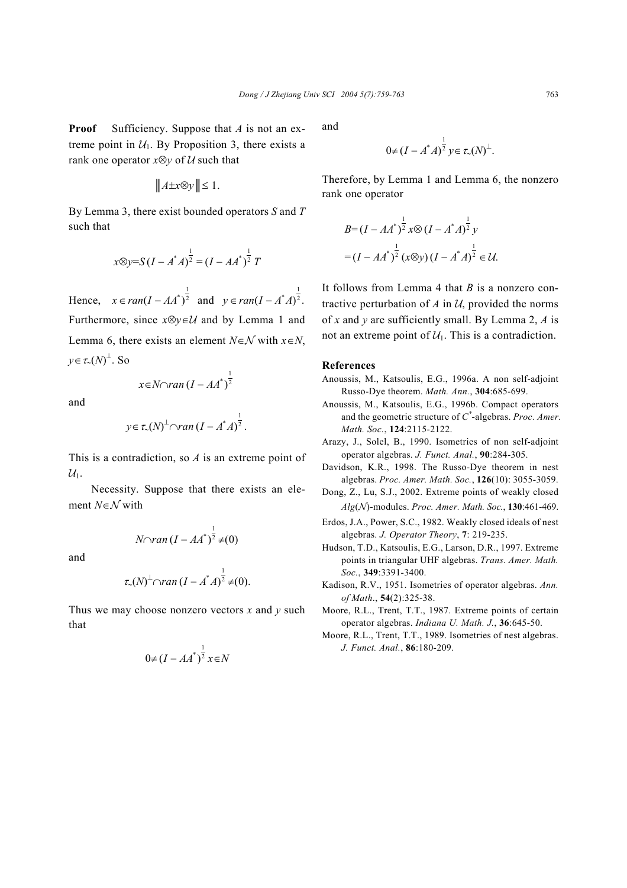**Proof** Sufficiency. Suppose that $A$ is not an extreme point in $\mathcal{U}_1$. By Proposition 3, there exists a rank one operator $x \otimes y$ of $\mathcal{U}$ such that

$$\| A \pm x \otimes y \| \leq 1.$$

By Lemma 3, there exist bounded operators $S$ and $T$ such that

$$x \otimes y = S(I - A^* A)^{\frac{1}{2}} = (I - AA^*)^{\frac{1}{2}} T$$

Hence, $x \in ran(I - AA^*)^{\frac{1}{2}}$ and $y \in ran(I - A^* A)^{\frac{1}{2}}$. Furthermore, since $x \otimes y \in \mathcal{U}$ and by Lemma 1 and Lemma 6, there exists an element $N \in \mathcal{N}$ with $x \in N$, $y \in \tau_{\sim}(N)^{\perp}$. So

$$x \in N \cap ran\,(I - AA^*)^{\frac{1}{2}}$$

and

$$y \in \tau_{\sim}(N)^{\perp} \cap ran\,(I - A^* A)^{\frac{1}{2}}.$$

This is a contradiction, so $A$ is an extreme point of $\mathcal{U}_1$.

Necessity. Suppose that there exists an element $N \in \mathcal{N}$ with

$$N \cap ran\,(I - AA^*)^{\frac{1}{2}} \neq (0)$$

and

$$\tau_{\sim}(N)^{\perp} \cap ran\,(I - A^* A)^{\frac{1}{2}} \neq (0).$$

Thus we may choose nonzero vectors $x$ and $y$ such that

$$0 \neq (I - AA^*)^{\frac{1}{2}} x \in N$$

and

$$0 \neq (I - A^* A)^{\frac{1}{2}} y \in \tau_{\sim}(N)^{\perp}.$$

Therefore, by Lemma 1 and Lemma 6, the nonzero rank one operator

$$B = (I - AA^*)^{\frac{1}{2}} x \otimes (I - A^* A)^{\frac{1}{2}} y$$

$$= (I - AA^*)^{\frac{1}{2}} (x \otimes y) (I - A^* A)^{\frac{1}{2}} \in \mathcal{U}.$$

It follows from Lemma 4 that $B$ is a nonzero contractive perturbation of $A$ in $\mathcal{U}$, provided the norms of $x$ and $y$ are sufficiently small. By Lemma 2, $A$ is not an extreme point of $\mathcal{U}_1$. This is a contradiction.

## References

Anoussis, M., Katsoulis, E.G., 1996a. A non self-adjoint Russo-Dye theorem. *Math. Ann.*, **304**:685-699.

Anoussis, M., Katsoulis, E.G., 1996b. Compact operators and the geometric structure of $C^*$-algebras. *Proc. Amer. Math. Soc.*, **124**:2115-2122.

Arazy, J., Solel, B., 1990. Isometries of non self-adjoint operator algebras. *J. Funct. Anal.*, **90**:284-305.

Davidson, K.R., 1998. The Russo-Dye theorem in nest algebras. *Proc. Amer. Math. Soc.*, **126**(10): 3055-3059.

Dong, Z., Lu, S.J., 2002. Extreme points of weakly closed *Alg*($\mathcal{N}$)-modules. *Proc. Amer. Math. Soc.*, **130**:461-469.

Erdos, J.A., Power, S.C., 1982. Weakly closed ideals of nest algebras. *J. Operator Theory*, **7**: 219-235.

Hudson, T.D., Katsoulis, E.G., Larson, D.R., 1997. Extreme points in triangular UHF algebras. *Trans. Amer. Math. Soc.*, **349**:3391-3400.

Kadison, R.V., 1951. Isometries of operator algebras. *Ann. of Math*., **54**(2):325-38.

Moore, R.L., Trent, T.T., 1987. Extreme points of certain operator algebras. *Indiana U. Math. J.*, **36**:645-50.

Moore, R.L., Trent, T.T., 1989. Isometries of nest algebras. *J. Funct. Anal*., **86**:180-209.